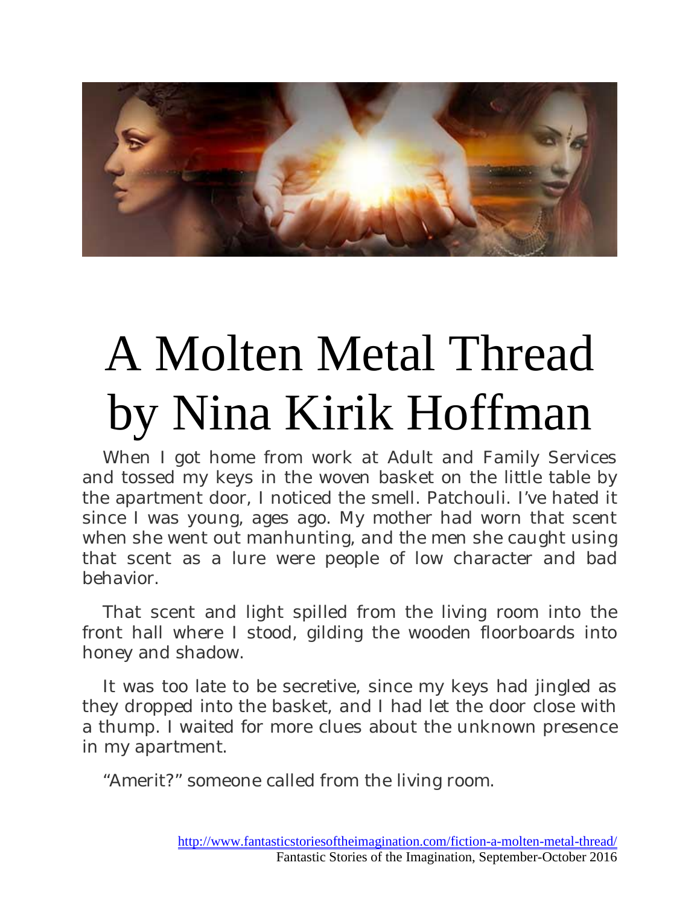# A Molten Metal Thread by Nina Kirik Hoffman

When I got home from work at Adult and Family Services and tossed my keys in the woven basket on the little table by the apartment door, I noticed the smell. Patchouli. I've hated it since I was young, ages ago. My mother had worn that scent when she went out manhunting, and the men she caught using that scent as a lure were people of low character and bad behavior.

That scent and light spilled from the living room into the front hall where I stood, gilding the wooden floorboards into honey and shadow.

It was too late to be secretive, since my keys had jingled as they dropped into the basket, and I had let the door close with a thump. I waited for more clues about the unknown presence in my apartment.

"Amerit?" someone called from the living room.

http://www.fantasticstoriesoftheimagination.com/fiction-a-molten-metal-thread/
Fantastic Stories of the Imagination, September-October 2016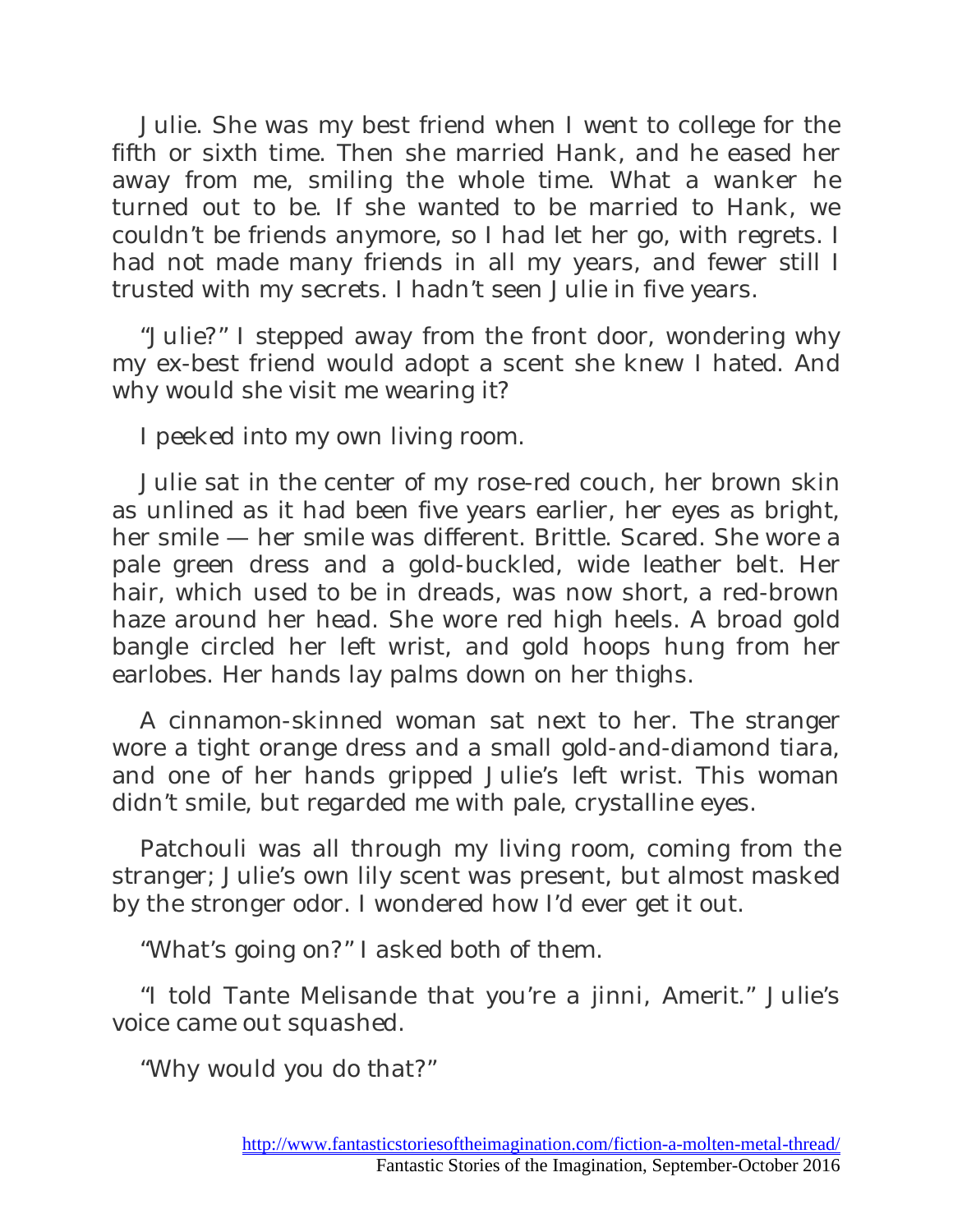Julie. She was my best friend when I went to college for the fifth or sixth time. Then she married Hank, and he eased her away from me, smiling the whole time. What a wanker he turned out to be. If she wanted to be married to Hank, we couldn't be friends anymore, so I had let her go, with regrets. I had not made many friends in all my years, and fewer still I trusted with my secrets. I hadn't seen Julie in five years.

"Julie?" I stepped away from the front door, wondering why my ex-best friend would adopt a scent she knew I hated. And why would she visit me wearing it?

I peeked into my own living room.

Julie sat in the center of my rose-red couch, her brown skin as unlined as it had been five years earlier, her eyes as bright, her smile — her smile was different. Brittle. Scared. She wore a pale green dress and a gold-buckled, wide leather belt. Her hair, which used to be in dreads, was now short, a red-brown haze around her head. She wore red high heels. A broad gold bangle circled her left wrist, and gold hoops hung from her earlobes. Her hands lay palms down on her thighs.

A cinnamon-skinned woman sat next to her. The stranger wore a tight orange dress and a small gold-and-diamond tiara, and one of her hands gripped Julie's left wrist. This woman didn't smile, but regarded me with pale, crystalline eyes.

Patchouli was all through my living room, coming from the stranger; Julie's own lily scent was present, but almost masked by the stronger odor. I wondered how I'd ever get it out.

"What's going on?" I asked both of them.

"I told Tante Melisande that you're a jinni, Amerit." Julie's voice came out squashed.

"Why would you do that?"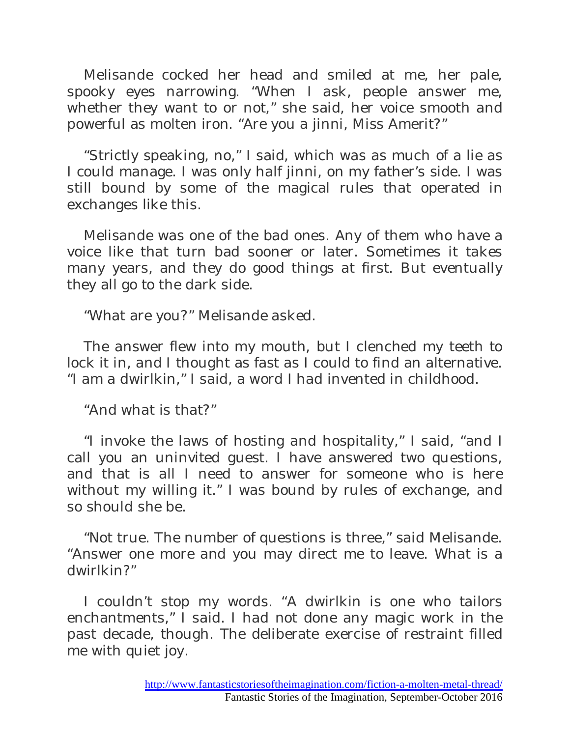Melisande cocked her head and smiled at me, her pale, spooky eyes narrowing. "When I ask, people answer me, whether they want to or not," she said, her voice smooth and powerful as molten iron. "Are you a jinni, Miss Amerit?"

"Strictly speaking, no," I said, which was as much of a lie as I could manage. I was only half jinni, on my father's side. I was still bound by some of the magical rules that operated in exchanges like this.

Melisande was one of the bad ones. Any of them who have a voice like that turn bad sooner or later. Sometimes it takes many years, and they do good things at first. But eventually they all go to the dark side.

"What are you?" Melisande asked.

The answer flew into my mouth, but I clenched my teeth to lock it in, and I thought as fast as I could to find an alternative. "I am a dwirlkin," I said, a word I had invented in childhood.

"And what is that?"

"I invoke the laws of hosting and hospitality," I said, "and I call you an uninvited guest. I have answered two questions, and that is all I need to answer for someone who is here without my willing it." I was bound by rules of exchange, and so should she be.

"Not true. The number of questions is three," said Melisande. "Answer one more and you may direct me to leave. What is a dwirlkin?"

I couldn't stop my words. "A dwirlkin is one who tailors enchantments," I said. I had not done any magic work in the past decade, though. The deliberate exercise of restraint filled me with quiet joy.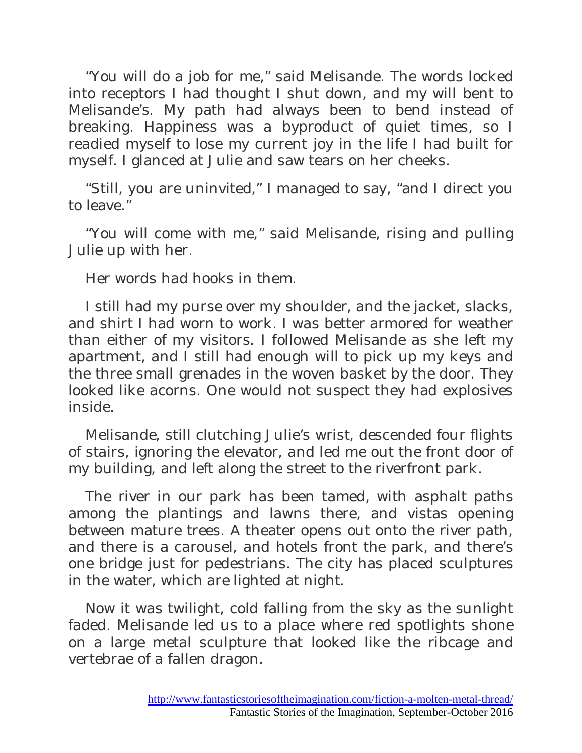"You will do a job for me," said Melisande. The words locked into receptors I had thought I shut down, and my will bent to Melisande's. My path had always been to bend instead of breaking. Happiness was a byproduct of quiet times, so I readied myself to lose my current joy in the life I had built for myself. I glanced at Julie and saw tears on her cheeks.

"Still, you are uninvited," I managed to say, "and I direct you to leave."

"You will come with me," said Melisande, rising and pulling Julie up with her.

Her words had hooks in them.

I still had my purse over my shoulder, and the jacket, slacks, and shirt I had worn to work. I was better armored for weather than either of my visitors. I followed Melisande as she left my apartment, and I still had enough will to pick up my keys and the three small grenades in the woven basket by the door. They looked like acorns. One would not suspect they had explosives inside.

Melisande, still clutching Julie's wrist, descended four flights of stairs, ignoring the elevator, and led me out the front door of my building, and left along the street to the riverfront park.

The river in our park has been tamed, with asphalt paths among the plantings and lawns there, and vistas opening between mature trees. A theater opens out onto the river path, and there is a carousel, and hotels front the park, and there's one bridge just for pedestrians. The city has placed sculptures in the water, which are lighted at night.

Now it was twilight, cold falling from the sky as the sunlight faded. Melisande led us to a place where red spotlights shone on a large metal sculpture that looked like the ribcage and vertebrae of a fallen dragon.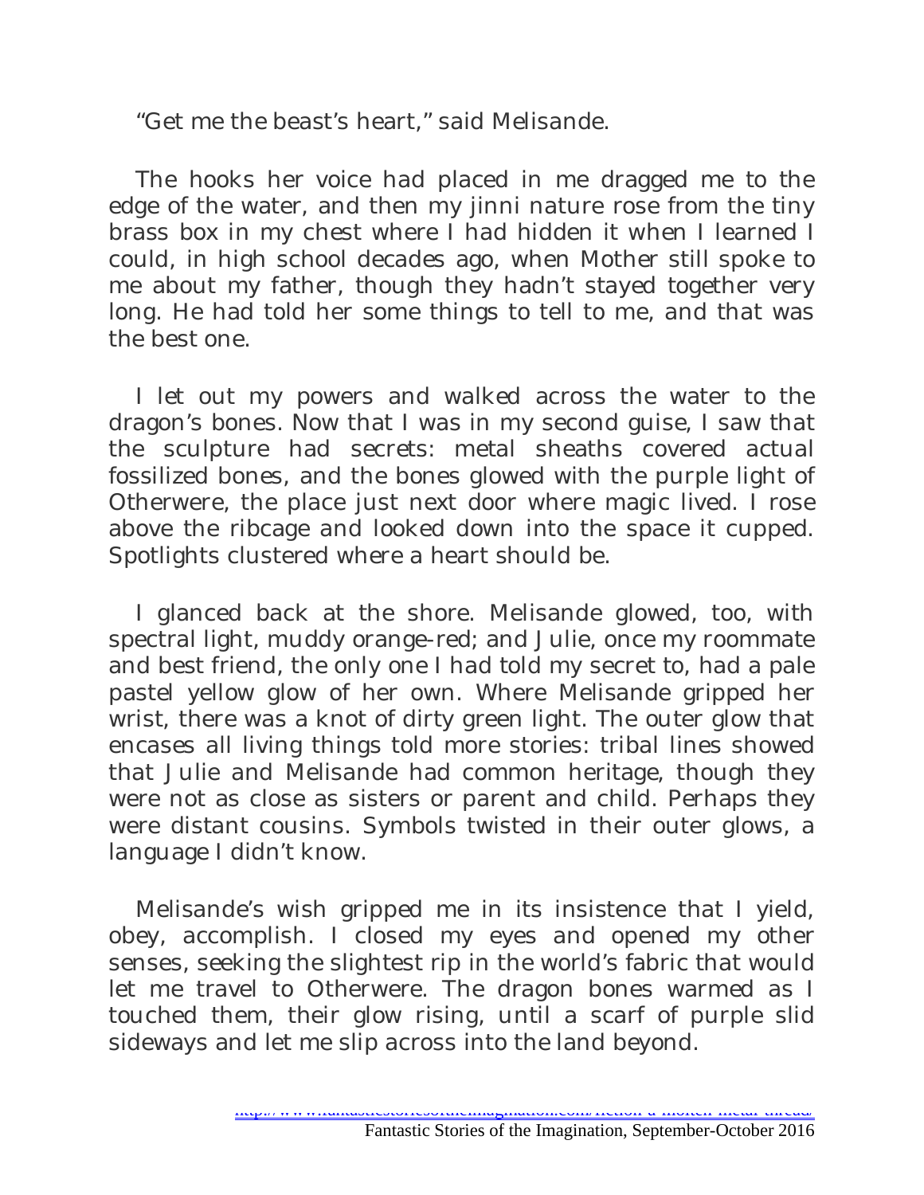"Get me the beast's heart," said Melisande.

The hooks her voice had placed in me dragged me to the edge of the water, and then my jinni nature rose from the tiny brass box in my chest where I had hidden it when I learned I could, in high school decades ago, when Mother still spoke to me about my father, though they hadn't stayed together very long. He had told her some things to tell to me, and that was the best one.

I let out my powers and walked across the water to the dragon's bones. Now that I was in my second guise, I saw that the sculpture had secrets: metal sheaths covered actual fossilized bones, and the bones glowed with the purple light of Otherwere, the place just next door where magic lived. I rose above the ribcage and looked down into the space it cupped. Spotlights clustered where a heart should be.

I glanced back at the shore. Melisande glowed, too, with spectral light, muddy orange-red; and Julie, once my roommate and best friend, the only one I had told my secret to, had a pale pastel yellow glow of her own. Where Melisande gripped her wrist, there was a knot of dirty green light. The outer glow that encases all living things told more stories: tribal lines showed that Julie and Melisande had common heritage, though they were not as close as sisters or parent and child. Perhaps they were distant cousins. Symbols twisted in their outer glows, a language I didn't know.

Melisande's wish gripped me in its insistence that I yield, obey, accomplish. I closed my eyes and opened my other senses, seeking the slightest rip in the world's fabric that would let me travel to Otherwere. The dragon bones warmed as I touched them, their glow rising, until a scarf of purple slid sideways and let me slip across into the land beyond.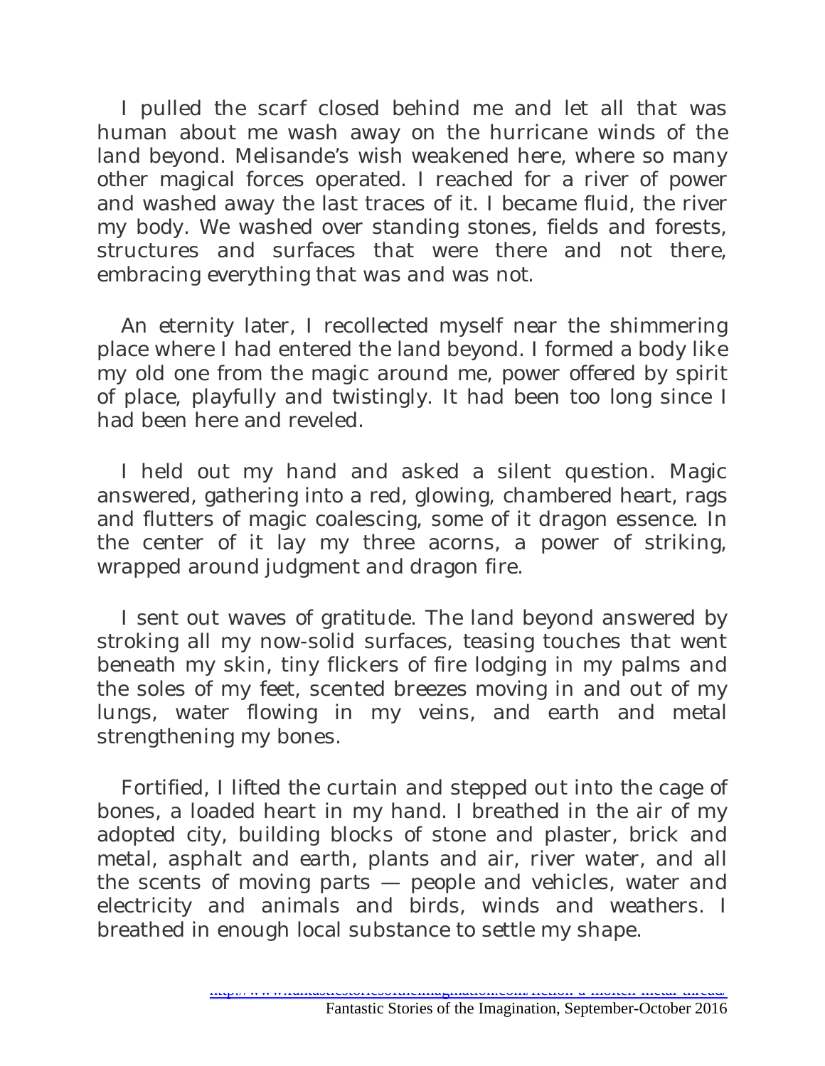I pulled the scarf closed behind me and let all that was human about me wash away on the hurricane winds of the land beyond. Melisande's wish weakened here, where so many other magical forces operated. I reached for a river of power and washed away the last traces of it. I became fluid, the river my body. We washed over standing stones, fields and forests, structures and surfaces that were there and not there, embracing everything that was and was not.

An eternity later, I recollected myself near the shimmering place where I had entered the land beyond. I formed a body like my old one from the magic around me, power offered by spirit of place, playfully and twistingly. It had been too long since I had been here and reveled.

I held out my hand and asked a silent question. Magic answered, gathering into a red, glowing, chambered heart, rags and flutters of magic coalescing, some of it dragon essence. In the center of it lay my three acorns, a power of striking, wrapped around judgment and dragon fire.

I sent out waves of gratitude. The land beyond answered by stroking all my now-solid surfaces, teasing touches that went beneath my skin, tiny flickers of fire lodging in my palms and the soles of my feet, scented breezes moving in and out of my lungs, water flowing in my veins, and earth and metal strengthening my bones.

Fortified, I lifted the curtain and stepped out into the cage of bones, a loaded heart in my hand. I breathed in the air of my adopted city, building blocks of stone and plaster, brick and metal, asphalt and earth, plants and air, river water, and all the scents of moving parts — people and vehicles, water and electricity and animals and birds, winds and weathers. I breathed in enough local substance to settle my shape.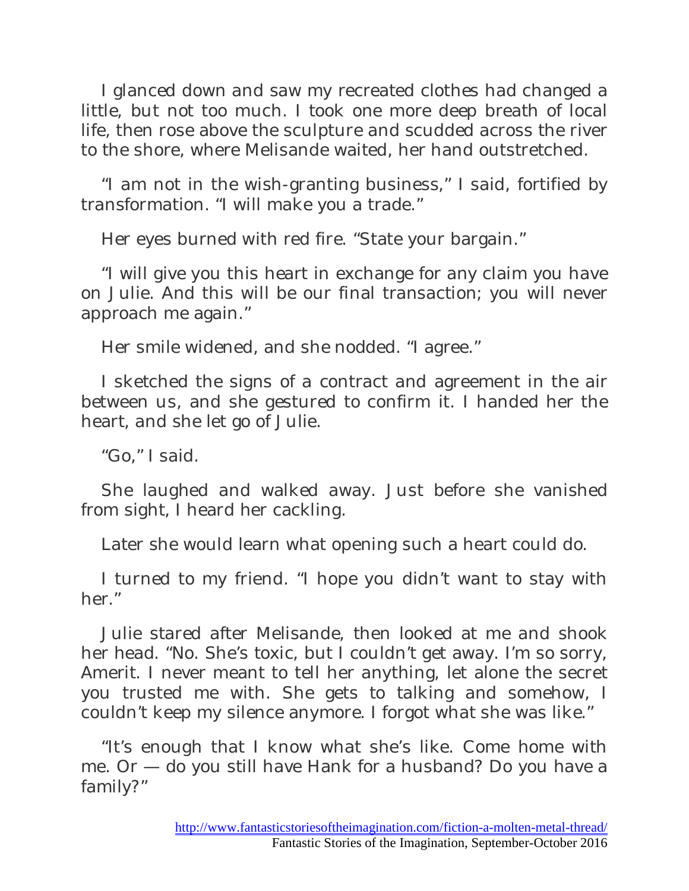I glanced down and saw my recreated clothes had changed a little, but not too much. I took one more deep breath of local life, then rose above the sculpture and scudded across the river to the shore, where Melisande waited, her hand outstretched.

"I am not in the wish-granting business," I said, fortified by transformation. "I will make you a trade."

Her eyes burned with red fire. "State your bargain."

"I will give you this heart in exchange for any claim you have on Julie. And this will be our final transaction; you will never approach me again."

Her smile widened, and she nodded. "I agree."

I sketched the signs of a contract and agreement in the air between us, and she gestured to confirm it. I handed her the heart, and she let go of Julie.

"Go," I said.

She laughed and walked away. Just before she vanished from sight, I heard her cackling.

Later she would learn what opening such a heart could do.

I turned to my friend. "I hope you didn't want to stay with her."

Julie stared after Melisande, then looked at me and shook her head. "No. She's toxic, but I couldn't get away. I'm so sorry, Amerit. I never meant to tell her anything, let alone the secret you trusted me with. She gets to talking and somehow, I couldn't keep my silence anymore. I forgot what she was like."

"It's enough that I know what she's like. Come home with me. Or — do you still have Hank for a husband? Do you have a family?"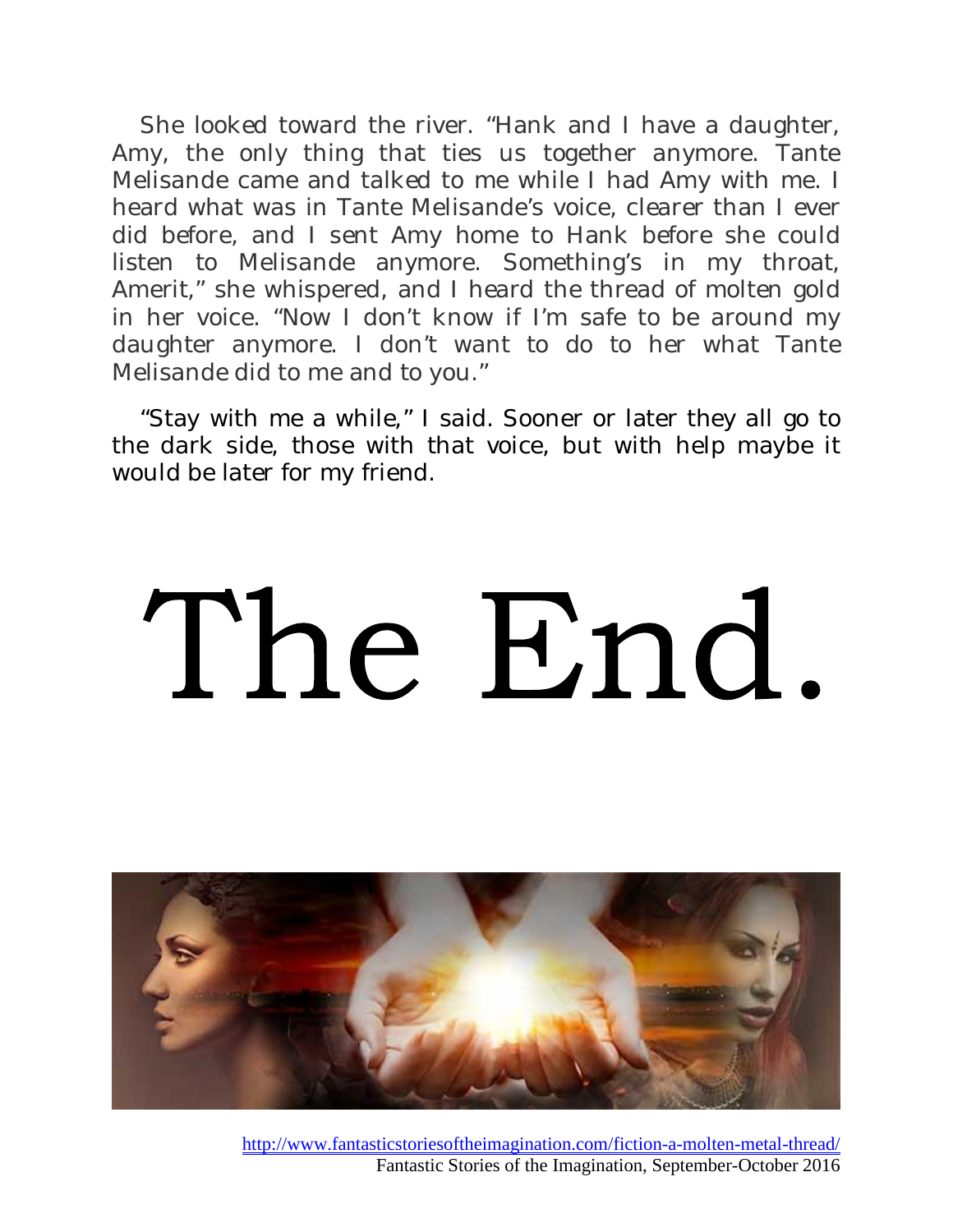She looked toward the river. "Hank and I have a daughter, Amy, the only thing that ties us together anymore. Tante Melisande came and talked to me while I had Amy with me. I heard what was in Tante Melisande's voice, clearer than I ever did before, and I sent Amy home to Hank before she could listen to Melisande anymore. Something's in my throat, Amerit," she whispered, and I heard the thread of molten gold in her voice. "Now I don't know if I'm safe to be around my daughter anymore. I don't want to do to her what Tante Melisande did to me and to you."

"Stay with me a while," I said. Sooner or later they all go to the dark side, those with that voice, but with help maybe it would be later for my friend.

# The End.

http://www.fantasticstoriesoftheimagination.com/fiction-a-molten-metal-thread/
Fantastic Stories of the Imagination, September-October 2016